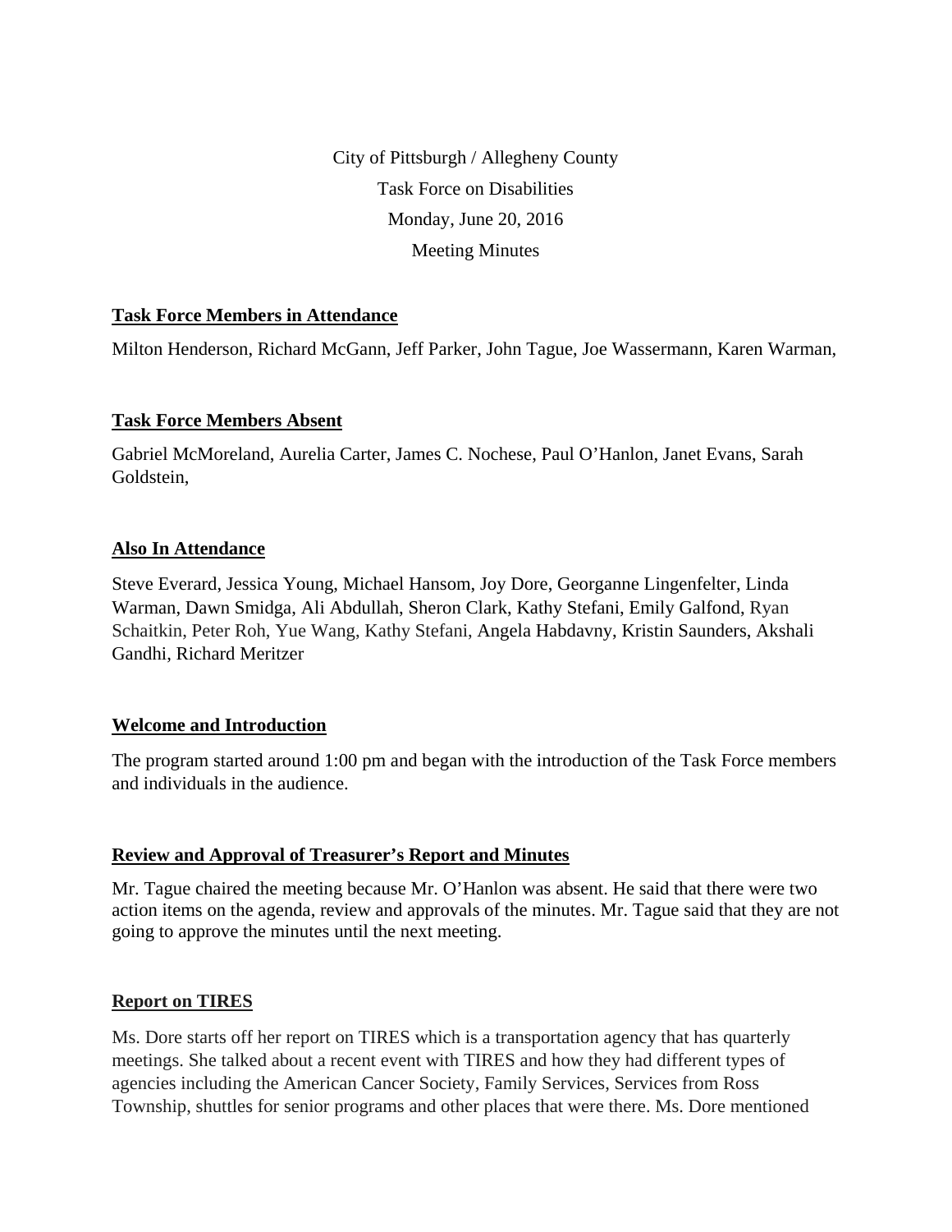City of Pittsburgh / Allegheny County

Task Force on Disabilities

Monday, June 20, 2016

Meeting Minutes

**Task Force Members in Attendance**

Milton Henderson, Richard McGann, Jeff Parker, John Tague, Joe Wassermann, Karen Warman,

**Task Force Members Absent**

Gabriel McMoreland, Aurelia Carter, James C. Nochese, Paul O'Hanlon, Janet Evans, Sarah Goldstein,

**Also In Attendance**

Steve Everard, Jessica Young, Michael Hansom, Joy Dore, Georganne Lingenfelter, Linda Warman, Dawn Smidga, Ali Abdullah, Sheron Clark, Kathy Stefani, Emily Galfond, Ryan Schaitkin, Peter Roh, Yue Wang, Kathy Stefani, Angela Habdavny, Kristin Saunders, Akshali Gandhi, Richard Meritzer

**Welcome and Introduction**

The program started around 1:00 pm and began with the introduction of the Task Force members and individuals in the audience.

**Review and Approval of Treasurer's Report and Minutes**

Mr. Tague chaired the meeting because Mr. O'Hanlon was absent. He said that there were two action items on the agenda, review and approvals of the minutes. Mr. Tague said that they are not going to approve the minutes until the next meeting.

**Report on TIRES**

Ms. Dore starts off her report on TIRES which is a transportation agency that has quarterly meetings. She talked about a recent event with TIRES and how they had different types of agencies including the American Cancer Society, Family Services, Services from Ross Township, shuttles for senior programs and other places that were there. Ms. Dore mentioned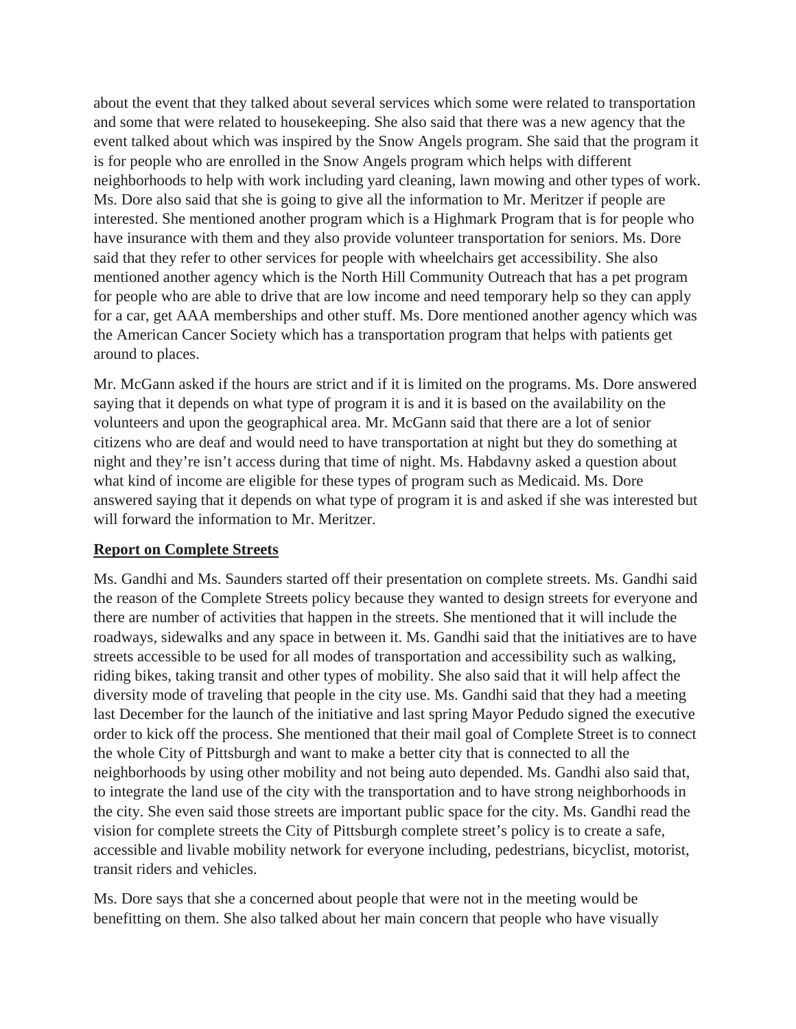about the event that they talked about several services which some were related to transportation and some that were related to housekeeping. She also said that there was a new agency that the event talked about which was inspired by the Snow Angels program. She said that the program it is for people who are enrolled in the Snow Angels program which helps with different neighborhoods to help with work including yard cleaning, lawn mowing and other types of work. Ms. Dore also said that she is going to give all the information to Mr. Meritzer if people are interested. She mentioned another program which is a Highmark Program that is for people who have insurance with them and they also provide volunteer transportation for seniors. Ms. Dore said that they refer to other services for people with wheelchairs get accessibility. She also mentioned another agency which is the North Hill Community Outreach that has a pet program for people who are able to drive that are low income and need temporary help so they can apply for a car, get AAA memberships and other stuff. Ms. Dore mentioned another agency which was the American Cancer Society which has a transportation program that helps with patients get around to places.

Mr. McGann asked if the hours are strict and if it is limited on the programs. Ms. Dore answered saying that it depends on what type of program it is and it is based on the availability on the volunteers and upon the geographical area. Mr. McGann said that there are a lot of senior citizens who are deaf and would need to have transportation at night but they do something at night and they're isn't access during that time of night. Ms. Habdavny asked a question about what kind of income are eligible for these types of program such as Medicaid. Ms. Dore answered saying that it depends on what type of program it is and asked if she was interested but will forward the information to Mr. Meritzer.

**Report on Complete Streets**

Ms. Gandhi and Ms. Saunders started off their presentation on complete streets. Ms. Gandhi said the reason of the Complete Streets policy because they wanted to design streets for everyone and there are number of activities that happen in the streets. She mentioned that it will include the roadways, sidewalks and any space in between it. Ms. Gandhi said that the initiatives are to have streets accessible to be used for all modes of transportation and accessibility such as walking, riding bikes, taking transit and other types of mobility. She also said that it will help affect the diversity mode of traveling that people in the city use. Ms. Gandhi said that they had a meeting last December for the launch of the initiative and last spring Mayor Pedudo signed the executive order to kick off the process. She mentioned that their mail goal of Complete Street is to connect the whole City of Pittsburgh and want to make a better city that is connected to all the neighborhoods by using other mobility and not being auto depended. Ms. Gandhi also said that, to integrate the land use of the city with the transportation and to have strong neighborhoods in the city. She even said those streets are important public space for the city. Ms. Gandhi read the vision for complete streets the City of Pittsburgh complete street's policy is to create a safe, accessible and livable mobility network for everyone including, pedestrians, bicyclist, motorist, transit riders and vehicles.

Ms. Dore says that she a concerned about people that were not in the meeting would be benefitting on them. She also talked about her main concern that people who have visually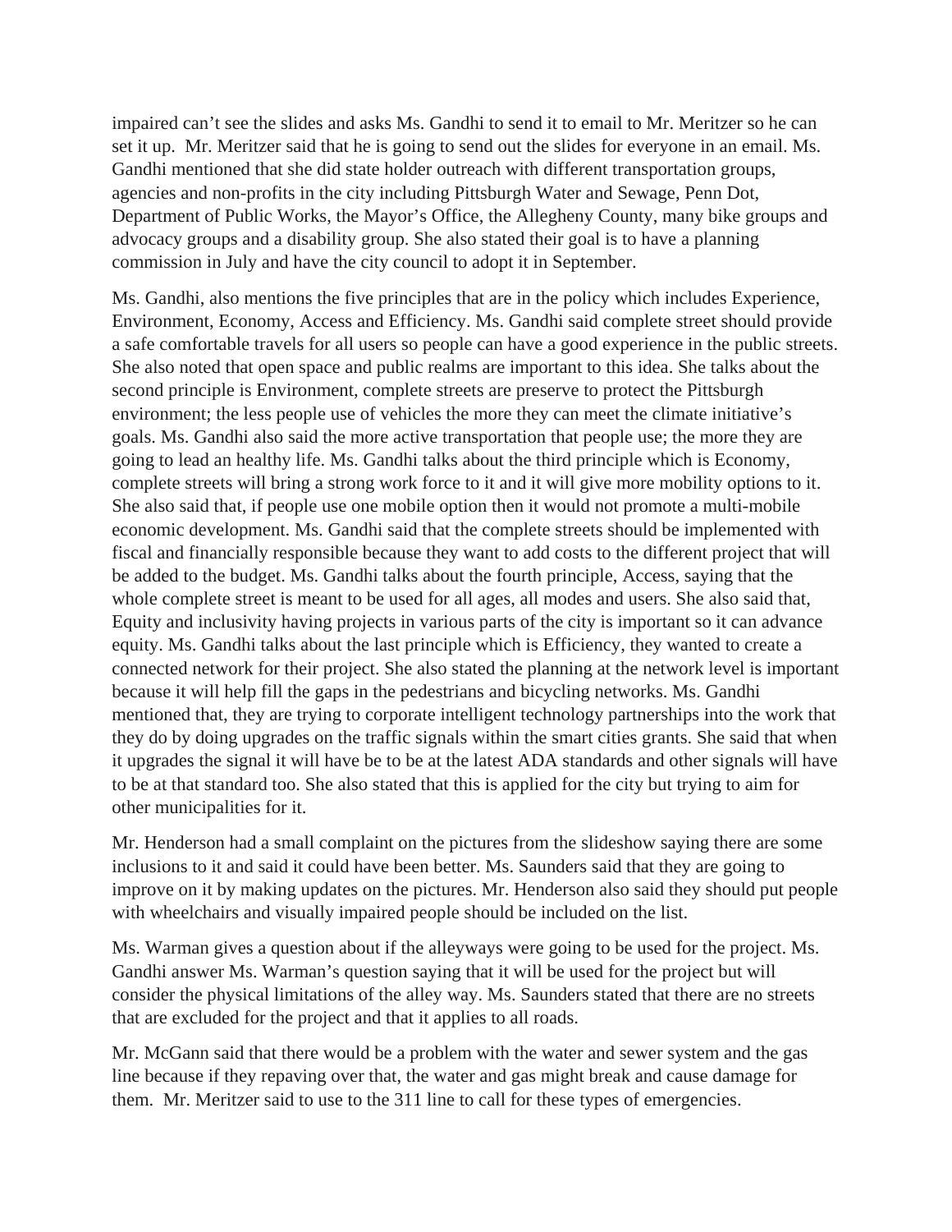impaired can't see the slides and asks Ms. Gandhi to send it to email to Mr. Meritzer so he can set it up. Mr. Meritzer said that he is going to send out the slides for everyone in an email. Ms. Gandhi mentioned that she did state holder outreach with different transportation groups, agencies and non-profits in the city including Pittsburgh Water and Sewage, Penn Dot, Department of Public Works, the Mayor's Office, the Allegheny County, many bike groups and advocacy groups and a disability group. She also stated their goal is to have a planning commission in July and have the city council to adopt it in September.

Ms. Gandhi, also mentions the five principles that are in the policy which includes Experience, Environment, Economy, Access and Efficiency. Ms. Gandhi said complete street should provide a safe comfortable travels for all users so people can have a good experience in the public streets. She also noted that open space and public realms are important to this idea. She talks about the second principle is Environment, complete streets are preserve to protect the Pittsburgh environment; the less people use of vehicles the more they can meet the climate initiative's goals. Ms. Gandhi also said the more active transportation that people use; the more they are going to lead an healthy life. Ms. Gandhi talks about the third principle which is Economy, complete streets will bring a strong work force to it and it will give more mobility options to it. She also said that, if people use one mobile option then it would not promote a multi-mobile economic development. Ms. Gandhi said that the complete streets should be implemented with fiscal and financially responsible because they want to add costs to the different project that will be added to the budget. Ms. Gandhi talks about the fourth principle, Access, saying that the whole complete street is meant to be used for all ages, all modes and users. She also said that, Equity and inclusivity having projects in various parts of the city is important so it can advance equity. Ms. Gandhi talks about the last principle which is Efficiency, they wanted to create a connected network for their project. She also stated the planning at the network level is important because it will help fill the gaps in the pedestrians and bicycling networks. Ms. Gandhi mentioned that, they are trying to corporate intelligent technology partnerships into the work that they do by doing upgrades on the traffic signals within the smart cities grants. She said that when it upgrades the signal it will have be to be at the latest ADA standards and other signals will have to be at that standard too. She also stated that this is applied for the city but trying to aim for other municipalities for it.

Mr. Henderson had a small complaint on the pictures from the slideshow saying there are some inclusions to it and said it could have been better. Ms. Saunders said that they are going to improve on it by making updates on the pictures. Mr. Henderson also said they should put people with wheelchairs and visually impaired people should be included on the list.

Ms. Warman gives a question about if the alleyways were going to be used for the project. Ms. Gandhi answer Ms. Warman's question saying that it will be used for the project but will consider the physical limitations of the alley way. Ms. Saunders stated that there are no streets that are excluded for the project and that it applies to all roads.

Mr. McGann said that there would be a problem with the water and sewer system and the gas line because if they repaving over that, the water and gas might break and cause damage for them. Mr. Meritzer said to use to the 311 line to call for these types of emergencies.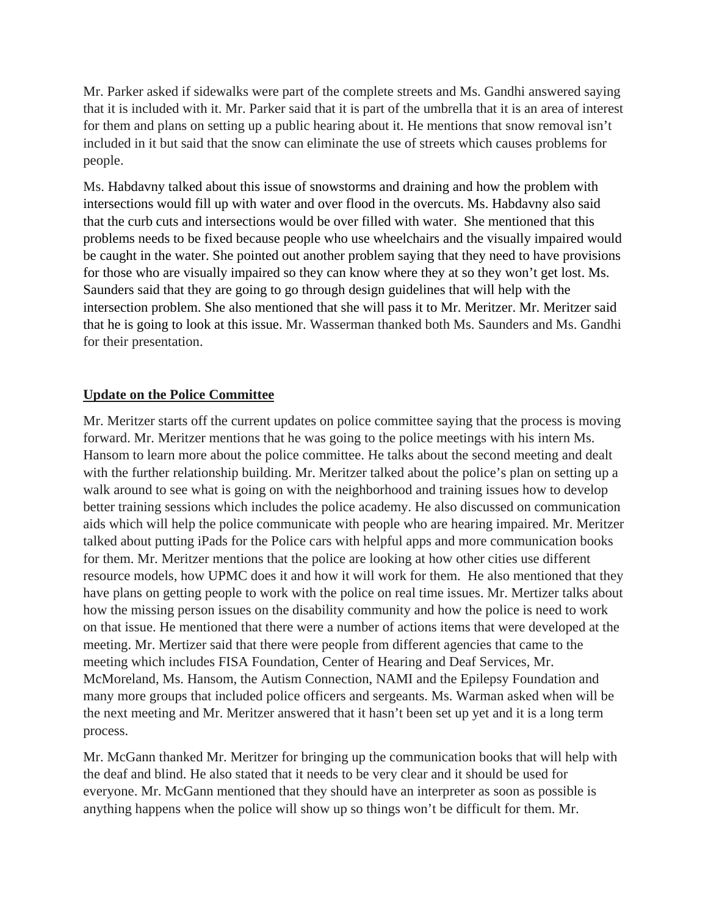Mr. Parker asked if sidewalks were part of the complete streets and Ms. Gandhi answered saying that it is included with it. Mr. Parker said that it is part of the umbrella that it is an area of interest for them and plans on setting up a public hearing about it. He mentions that snow removal isn't included in it but said that the snow can eliminate the use of streets which causes problems for people.

Ms. Habdavny talked about this issue of snowstorms and draining and how the problem with intersections would fill up with water and over flood in the overcuts. Ms. Habdavny also said that the curb cuts and intersections would be over filled with water. She mentioned that this problems needs to be fixed because people who use wheelchairs and the visually impaired would be caught in the water. She pointed out another problem saying that they need to have provisions for those who are visually impaired so they can know where they at so they won't get lost. Ms. Saunders said that they are going to go through design guidelines that will help with the intersection problem. She also mentioned that she will pass it to Mr. Meritzer. Mr. Meritzer said that he is going to look at this issue. Mr. Wasserman thanked both Ms. Saunders and Ms. Gandhi for their presentation.

**Update on the Police Committee**

Mr. Meritzer starts off the current updates on police committee saying that the process is moving forward. Mr. Meritzer mentions that he was going to the police meetings with his intern Ms. Hansom to learn more about the police committee. He talks about the second meeting and dealt with the further relationship building. Mr. Meritzer talked about the police's plan on setting up a walk around to see what is going on with the neighborhood and training issues how to develop better training sessions which includes the police academy. He also discussed on communication aids which will help the police communicate with people who are hearing impaired. Mr. Meritzer talked about putting iPads for the Police cars with helpful apps and more communication books for them. Mr. Meritzer mentions that the police are looking at how other cities use different resource models, how UPMC does it and how it will work for them. He also mentioned that they have plans on getting people to work with the police on real time issues. Mr. Mertizer talks about how the missing person issues on the disability community and how the police is need to work on that issue. He mentioned that there were a number of actions items that were developed at the meeting. Mr. Mertizer said that there were people from different agencies that came to the meeting which includes FISA Foundation, Center of Hearing and Deaf Services, Mr. McMoreland, Ms. Hansom, the Autism Connection, NAMI and the Epilepsy Foundation and many more groups that included police officers and sergeants. Ms. Warman asked when will be the next meeting and Mr. Meritzer answered that it hasn't been set up yet and it is a long term process.

Mr. McGann thanked Mr. Meritzer for bringing up the communication books that will help with the deaf and blind. He also stated that it needs to be very clear and it should be used for everyone. Mr. McGann mentioned that they should have an interpreter as soon as possible is anything happens when the police will show up so things won't be difficult for them. Mr.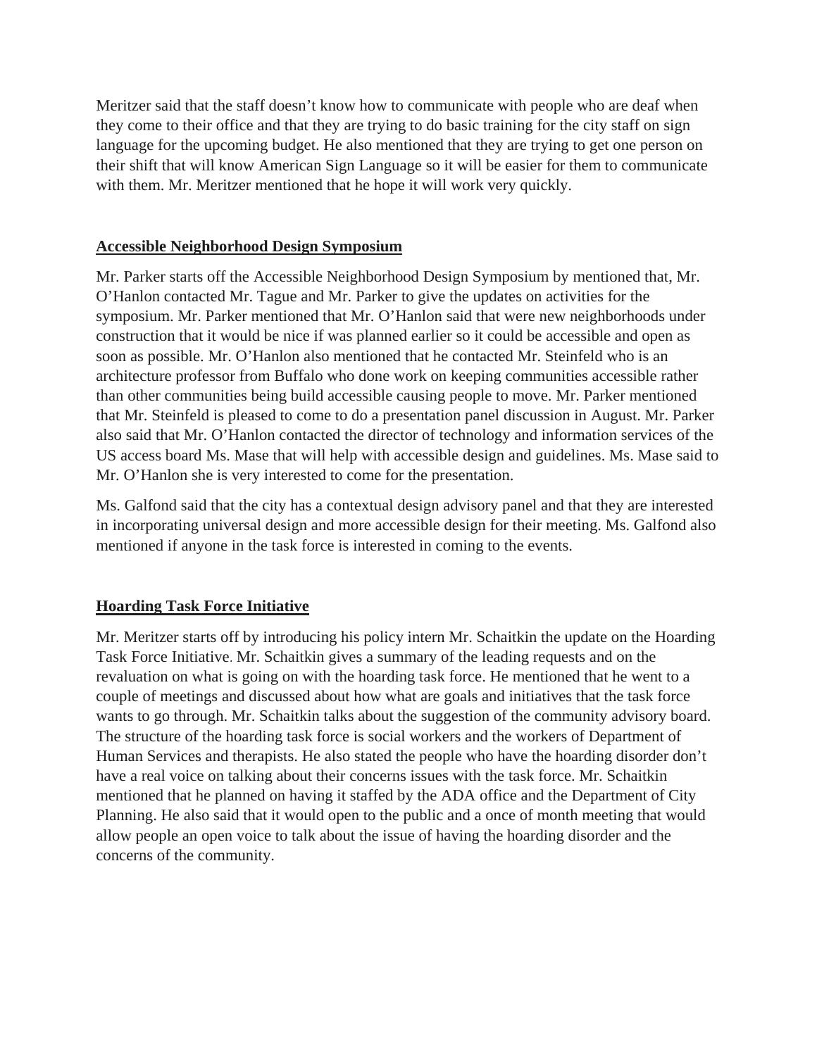Meritzer said that the staff doesn't know how to communicate with people who are deaf when they come to their office and that they are trying to do basic training for the city staff on sign language for the upcoming budget. He also mentioned that they are trying to get one person on their shift that will know American Sign Language so it will be easier for them to communicate with them. Mr. Meritzer mentioned that he hope it will work very quickly.

## Accessible Neighborhood Design Symposium

Mr. Parker starts off the Accessible Neighborhood Design Symposium by mentioned that, Mr. O'Hanlon contacted Mr. Tague and Mr. Parker to give the updates on activities for the symposium. Mr. Parker mentioned that Mr. O'Hanlon said that were new neighborhoods under construction that it would be nice if was planned earlier so it could be accessible and open as soon as possible. Mr. O'Hanlon also mentioned that he contacted Mr. Steinfeld who is an architecture professor from Buffalo who done work on keeping communities accessible rather than other communities being build accessible causing people to move. Mr. Parker mentioned that Mr. Steinfeld is pleased to come to do a presentation panel discussion in August. Mr. Parker also said that Mr. O'Hanlon contacted the director of technology and information services of the US access board Ms. Mase that will help with accessible design and guidelines. Ms. Mase said to Mr. O'Hanlon she is very interested to come for the presentation.

Ms. Galfond said that the city has a contextual design advisory panel and that they are interested in incorporating universal design and more accessible design for their meeting. Ms. Galfond also mentioned if anyone in the task force is interested in coming to the events.

## Hoarding Task Force Initiative

Mr. Meritzer starts off by introducing his policy intern Mr. Schaitkin the update on the Hoarding Task Force Initiative. Mr. Schaitkin gives a summary of the leading requests and on the revaluation on what is going on with the hoarding task force. He mentioned that he went to a couple of meetings and discussed about how what are goals and initiatives that the task force wants to go through. Mr. Schaitkin talks about the suggestion of the community advisory board. The structure of the hoarding task force is social workers and the workers of Department of Human Services and therapists. He also stated the people who have the hoarding disorder don't have a real voice on talking about their concerns issues with the task force. Mr. Schaitkin mentioned that he planned on having it staffed by the ADA office and the Department of City Planning. He also said that it would open to the public and a once of month meeting that would allow people an open voice to talk about the issue of having the hoarding disorder and the concerns of the community.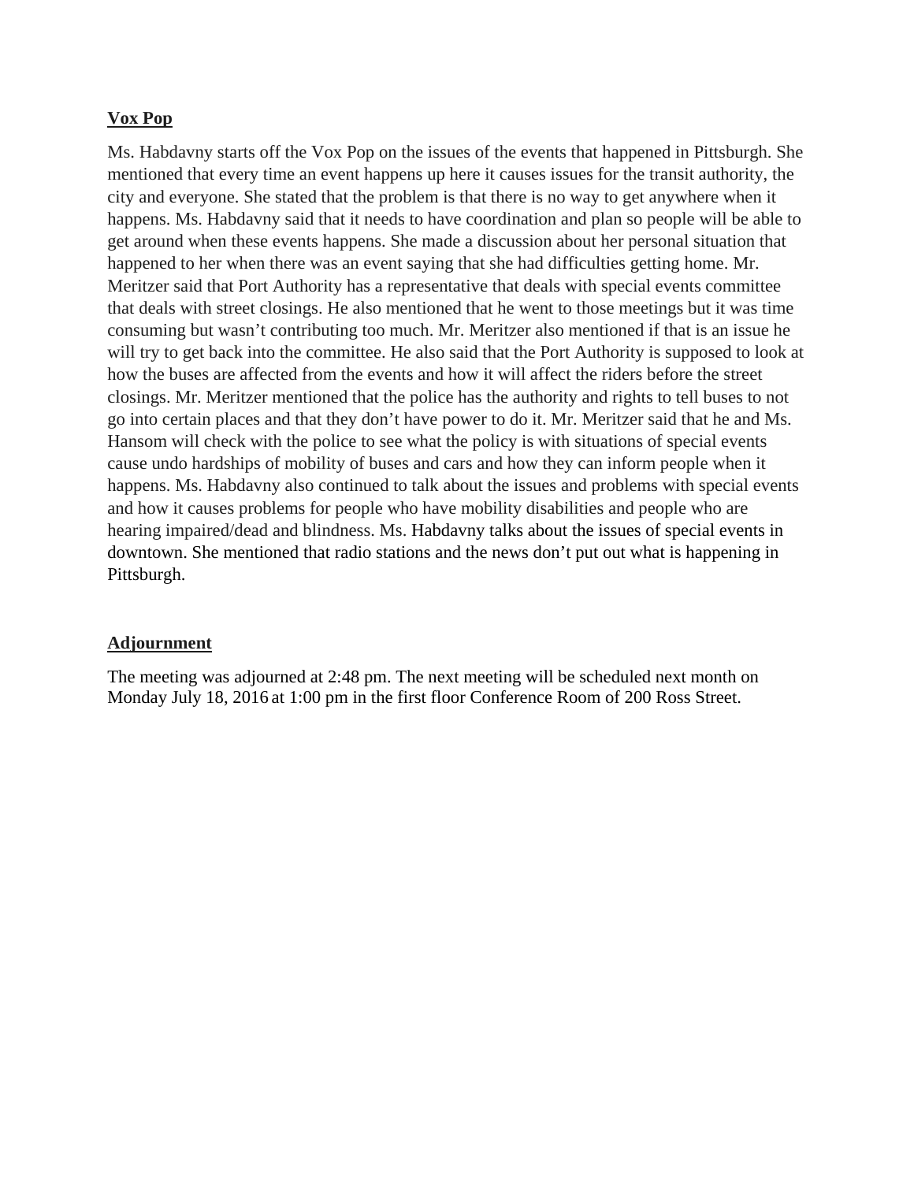## Vox Pop

Ms. Habdavny starts off the Vox Pop on the issues of the events that happened in Pittsburgh. She mentioned that every time an event happens up here it causes issues for the transit authority, the city and everyone. She stated that the problem is that there is no way to get anywhere when it happens. Ms. Habdavny said that it needs to have coordination and plan so people will be able to get around when these events happens. She made a discussion about her personal situation that happened to her when there was an event saying that she had difficulties getting home. Mr. Meritzer said that Port Authority has a representative that deals with special events committee that deals with street closings. He also mentioned that he went to those meetings but it was time consuming but wasn't contributing too much. Mr. Meritzer also mentioned if that is an issue he will try to get back into the committee. He also said that the Port Authority is supposed to look at how the buses are affected from the events and how it will affect the riders before the street closings. Mr. Meritzer mentioned that the police has the authority and rights to tell buses to not go into certain places and that they don't have power to do it. Mr. Meritzer said that he and Ms. Hansom will check with the police to see what the policy is with situations of special events cause undo hardships of mobility of buses and cars and how they can inform people when it happens. Ms. Habdavny also continued to talk about the issues and problems with special events and how it causes problems for people who have mobility disabilities and people who are hearing impaired/dead and blindness. Ms. Habdavny talks about the issues of special events in downtown. She mentioned that radio stations and the news don't put out what is happening in Pittsburgh.

## Adjournment

The meeting was adjourned at 2:48 pm. The next meeting will be scheduled next month on Monday July 18, 2016 at 1:00 pm in the first floor Conference Room of 200 Ross Street.